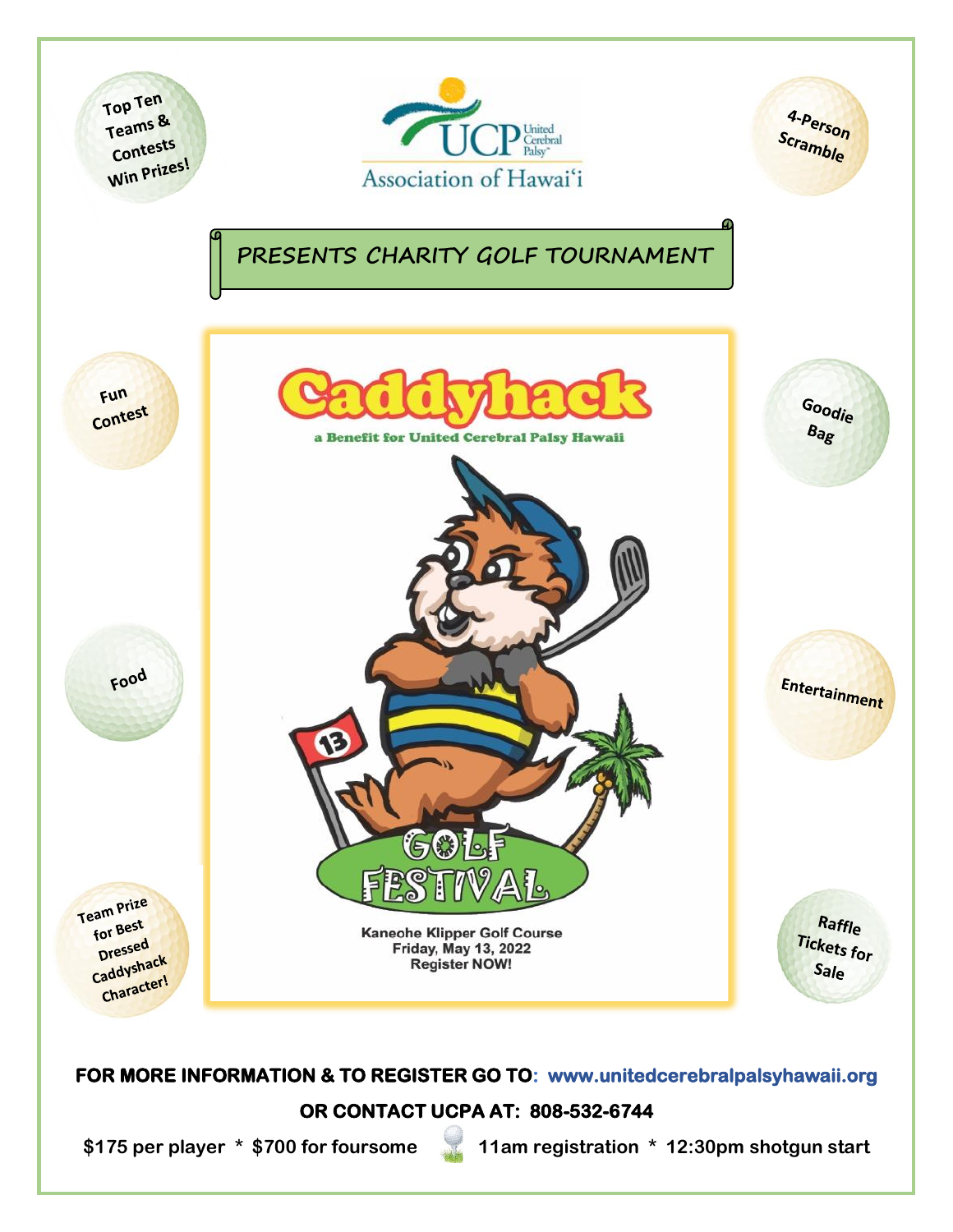UCP United Cerebral Palsy Association of Hawaiʻi

## PRESENTS CHARITY GOLF TOURNAMENT

# Caddyhack

a Benefit for United Cerebral Palsy Hawaii

GOLF FESTIVAL

Kaneohe Klipper Golf Course
Friday, May 13, 2022
Register NOW!

- Top Ten Teams & Contests Win Prizes!
- 4-Person Scramble
- Fun Contest
- Goodie Bag
- Food
- Entertainment
- Team Prize for Best Dressed Caddyshack Character!
- Raffle Tickets for Sale

**FOR MORE INFORMATION & TO REGISTER GO TO: www.unitedcerebralpalsyhawaii.org**

**OR CONTACT UCPA AT: 808-532-6744**

**$175 per player * $700 for foursome 11am registration * 12:30pm shotgun start**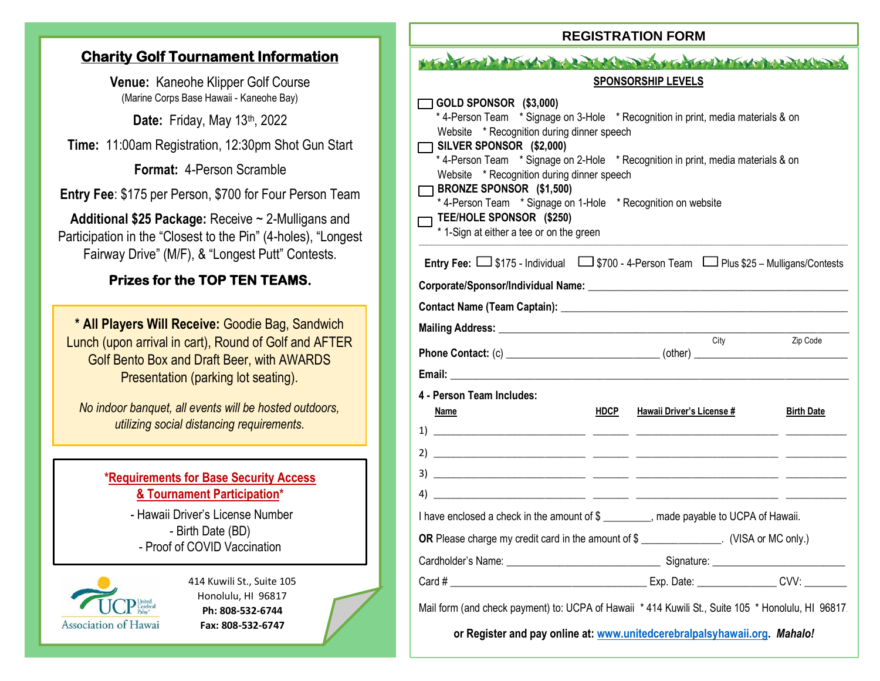## Charity Golf Tournament Information

**Venue:** Kaneohe Klipper Golf Course
(Marine Corps Base Hawaii - Kaneohe Bay)

**Date:** Friday, May 13th, 2022

**Time:** 11:00am Registration, 12:30pm Shot Gun Start

**Format:** 4-Person Scramble

**Entry Fee**: $175 per Person, $700 for Four Person Team

**Additional $25 Package:** Receive ~ 2-Mulligans and Participation in the "Closest to the Pin" (4-holes), "Longest Fairway Drive" (M/F), & "Longest Putt" Contests.

**Prizes for the TOP TEN TEAMS.**

**\* All Players Will Receive:** Goodie Bag, Sandwich Lunch (upon arrival in cart), Round of Golf and AFTER Golf Bento Box and Draft Beer, with AWARDS Presentation (parking lot seating).

*No indoor banquet, all events will be hosted outdoors, utilizing social distancing requirements.*

**\*Requirements for Base Security Access & Tournament Participation\***

- Hawaii Driver's License Number
- Birth Date (BD)
- Proof of COVID Vaccination

UCP United Cerebral Palsy Association of Hawaii

414 Kuwili St., Suite 105
Honolulu, HI 96817
**Ph: 808-532-6744**
**Fax: 808-532-6747**

## REGISTRATION FORM

### SPONSORSHIP LEVELS

☐ **GOLD SPONSOR ($3,000)**
\* 4-Person Team \* Signage on 3-Hole \* Recognition in print, media materials & on Website \* Recognition during dinner speech

☐ **SILVER SPONSOR ($2,000)**
\* 4-Person Team \* Signage on 2-Hole \* Recognition in print, media materials & on Website \* Recognition during dinner speech

☐ **BRONZE SPONSOR ($1,500)**
\* 4-Person Team \* Signage on 1-Hole \* Recognition on website

☐ **TEE/HOLE SPONSOR ($250)**
\* 1-Sign at either a tee or on the green

---

**Entry Fee:** ☐ $175 - Individual ☐ $700 - 4-Person Team ☐ Plus $25 – Mulligans/Contests

**Corporate/Sponsor/Individual Name:** ____________________

**Contact Name (Team Captain):** ____________________

**Mailing Address:** ____________________
City Zip Code

**Phone Contact:** (c) ____________________ (other) ____________________

**Email:** ____________________

**4 - Person Team Includes:**

| Name | HDCP | Hawaii Driver's License # | Birth Date |
|---|---|---|---|
| 1) | | | |
| 2) | | | |
| 3) | | | |
| 4) | | | |

I have enclosed a check in the amount of $ ________, made payable to UCPA of Hawaii.

**OR** Please charge my credit card in the amount of $ ____________. (VISA or MC only.)

Cardholder's Name: ____________________ Signature: ____________________

Card # ____________________ Exp. Date: ____________ CVV: ________

Mail form (and check payment) to: UCPA of Hawaii \* 414 Kuwili St., Suite 105 \* Honolulu, HI 96817.

**or Register and pay online at: www.unitedcerebralpalsyhawaii.org. *Mahalo!***